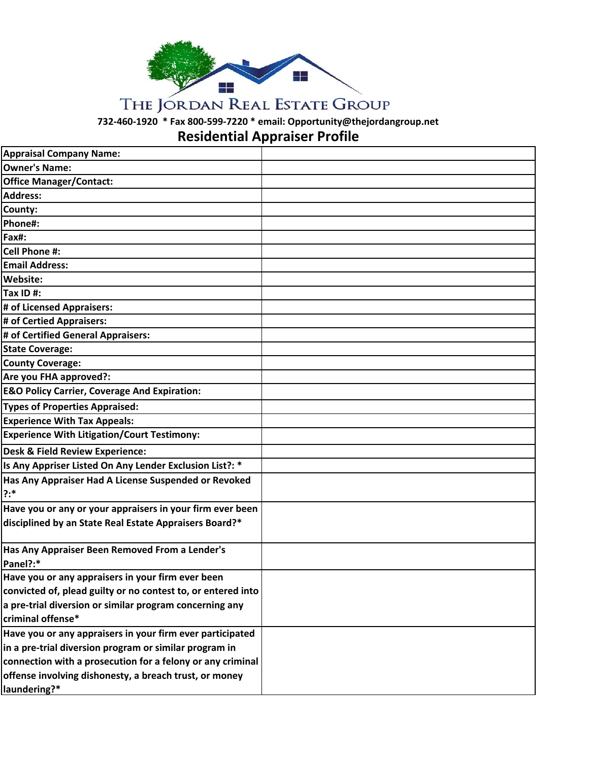# THE JORDAN REAL ESTATE GROUP

**732-460-1920 * Fax 800-599-7220 * email: Opportunity@thejordangroup.net**

## Residential Appraiser Profile

| | |
|---|---|
| **Appraisal Company Name:** | |
| **Owner's Name:** | |
| **Office Manager/Contact:** | |
| **Address:** | |
| **County:** | |
| **Phone#:** | |
| **Fax#:** | |
| **Cell Phone #:** | |
| **Email Address:** | |
| **Website:** | |
| **Tax ID #:** | |
| **# of Licensed Appraisers:** | |
| **# of Certied Appraisers:** | |
| **# of Certified General Appraisers:** | |
| **State Coverage:** | |
| **County Coverage:** | |
| **Are you FHA approved?:** | |
| **E&O Policy Carrier, Coverage And Expiration:** | |
| **Types of Properties Appraised:** | |
| **Experience With Tax Appeals:** | |
| **Experience With Litigation/Court Testimony:** | |
| **Desk & Field Review Experience:** | |
| **Is Any Appriser Listed On Any Lender Exclusion List?: *** | |
| **Has Any Appraiser Had A License Suspended or Revoked ?:*** | |
| **Have you or any or your appraisers in your firm ever been disciplined by an State Real Estate Appraisers Board?*** | |
| **Has Any Appraiser Been Removed From a Lender's Panel?:*** | |
| **Have you or any appraisers in your firm ever been convicted of, plead guilty or no contest to, or entered into a pre-trial diversion or similar program concerning any criminal offense*** | |
| **Have you or any appraisers in your firm ever participated in a pre-trial diversion program or similar program in connection with a prosecution for a felony or any criminal offense involving dishonesty, a breach trust, or money laundering?*** | |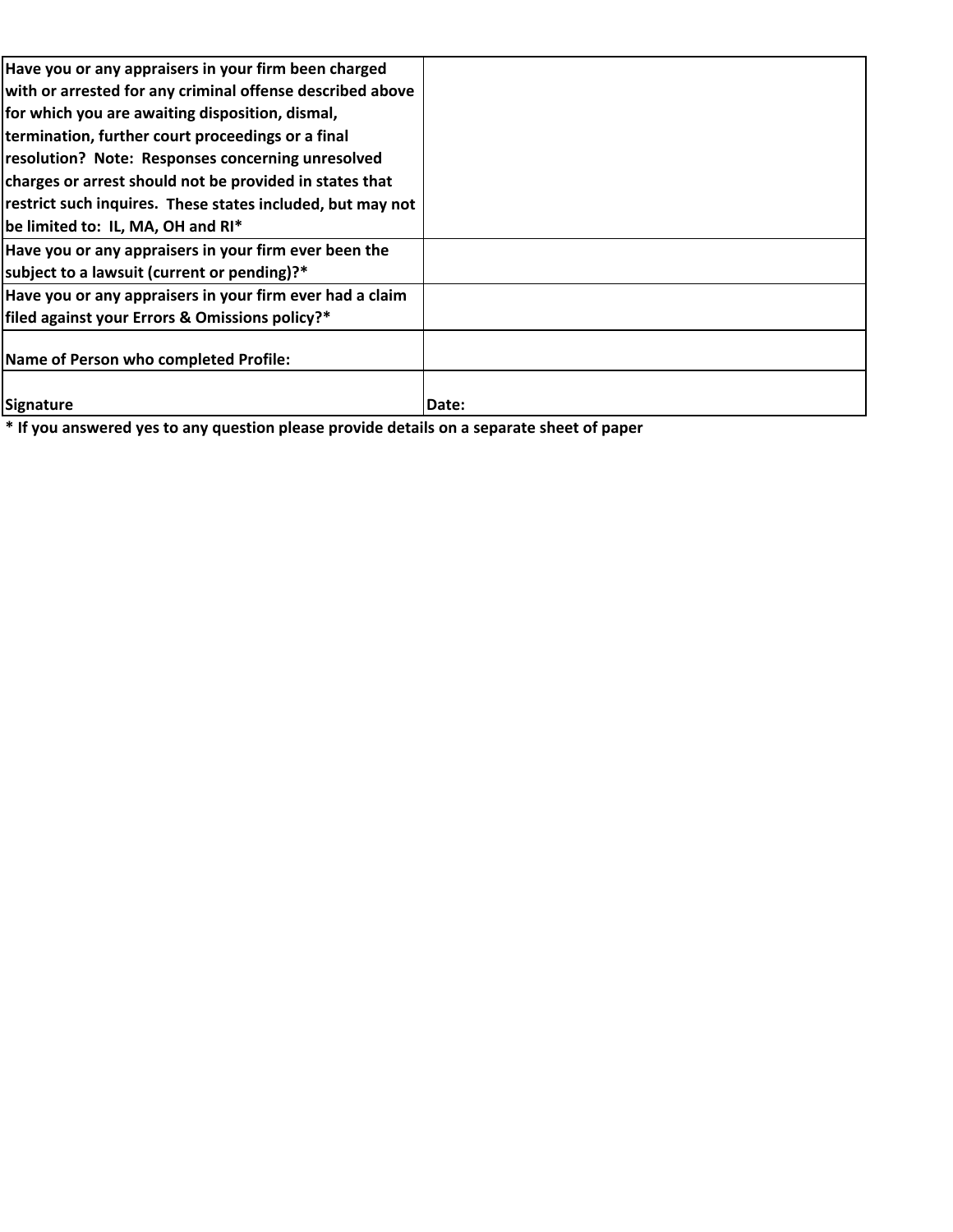| | |
|---|---|
| **Have you or any appraisers in your firm been charged with or arrested for any criminal offense described above for which you are awaiting disposition, dismal, termination, further court proceedings or a final resolution? Note: Responses concerning unresolved charges or arrest should not be provided in states that restrict such inquires. These states included, but may not be limited to: IL, MA, OH and RI*** | |
| **Have you or any appraisers in your firm ever been the subject to a lawsuit (current or pending)?*** | |
| **Have you or any appraisers in your firm ever had a claim filed against your Errors & Omissions policy?*** | |
| **Name of Person who completed Profile:** | |
| **Signature** | **Date:** |

*** If you answered yes to any question please provide details on a separate sheet of paper**